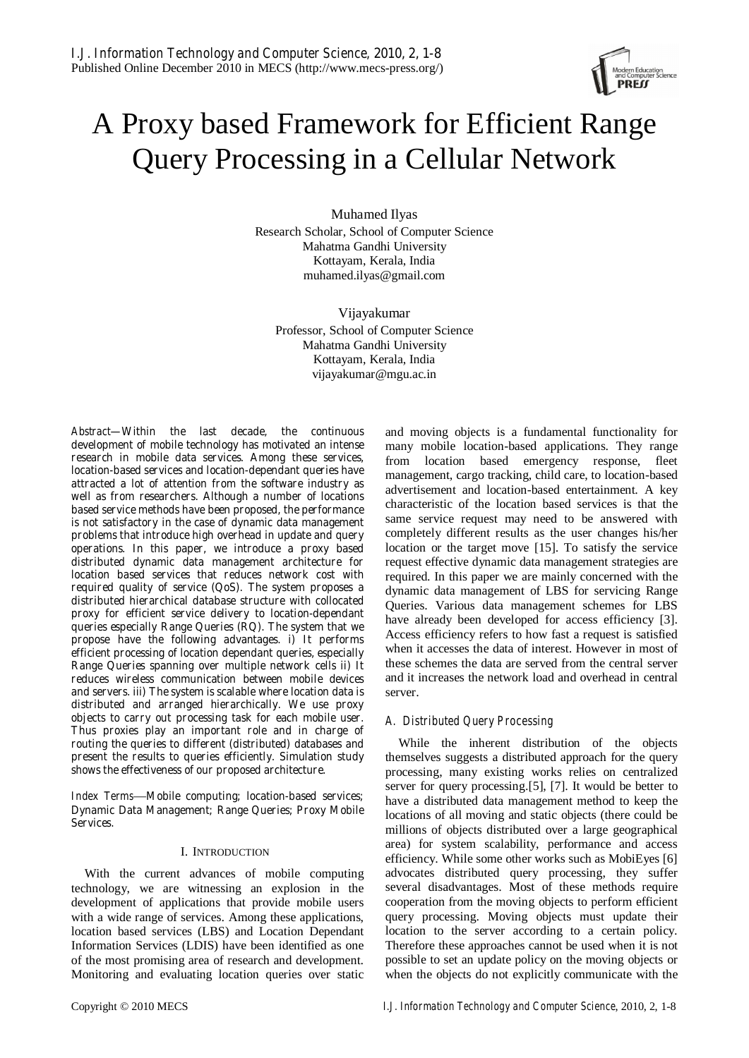# A Proxy based Framework for Efficient Range Query Processing in a Cellular Network

Muhamed Ilyas
Research Scholar, School of Computer Science
Mahatma Gandhi University
Kottayam, Kerala, India
muhamed.ilyas@gmail.com

Vijayakumar
Professor, School of Computer Science
Mahatma Gandhi University
Kottayam, Kerala, India
vijayakumar@mgu.ac.in

*Abstract*—Within the last decade, the continuous development of mobile technology has motivated an intense research in mobile data services. Among these services, location-based services and location-dependant queries have attracted a lot of attention from the software industry as well as from researchers. Although a number of locations based service methods have been proposed, the performance is not satisfactory in the case of dynamic data management problems that introduce high overhead in update and query operations. In this paper, we introduce a proxy based distributed dynamic data management architecture for location based services that reduces network cost with required quality of service (QoS). The system proposes a distributed hierarchical database structure with collocated proxy for efficient service delivery to location-dependant queries especially Range Queries (RQ). The system that we propose have the following advantages. i) It performs efficient processing of location dependant queries, especially Range Queries spanning over multiple network cells ii) It reduces wireless communication between mobile devices and servers. iii) The system is scalable where location data is distributed and arranged hierarchically. We use proxy objects to carry out processing task for each mobile user. Thus proxies play an important role and in charge of routing the queries to different (distributed) databases and present the results to queries efficiently. Simulation study shows the effectiveness of our proposed architecture.

*Index Terms*—Mobile computing; location-based services; Dynamic Data Management; Range Queries; Proxy Mobile Services.

## I. Introduction

With the current advances of mobile computing technology, we are witnessing an explosion in the development of applications that provide mobile users with a wide range of services. Among these applications, location based services (LBS) and Location Dependant Information Services (LDIS) have been identified as one of the most promising area of research and development. Monitoring and evaluating location queries over static and moving objects is a fundamental functionality for many mobile location-based applications. They range from location based emergency response, fleet management, cargo tracking, child care, to location-based advertisement and location-based entertainment. A key characteristic of the location based services is that the same service request may need to be answered with completely different results as the user changes his/her location or the target move [15]. To satisfy the service request effective dynamic data management strategies are required. In this paper we are mainly concerned with the dynamic data management of LBS for servicing Range Queries. Various data management schemes for LBS have already been developed for access efficiency [3]. Access efficiency refers to how fast a request is satisfied when it accesses the data of interest. However in most of these schemes the data are served from the central server and it increases the network load and overhead in central server.

### A. Distributed Query Processing

While the inherent distribution of the objects themselves suggests a distributed approach for the query processing, many existing works relies on centralized server for query processing.[5], [7]. It would be better to have a distributed data management method to keep the locations of all moving and static objects (there could be millions of objects distributed over a large geographical area) for system scalability, performance and access efficiency. While some other works such as MobiEyes [6] advocates distributed query processing, they suffer several disadvantages. Most of these methods require cooperation from the moving objects to perform efficient query processing. Moving objects must update their location to the server according to a certain policy. Therefore these approaches cannot be used when it is not possible to set an update policy on the moving objects or when the objects do not explicitly communicate with the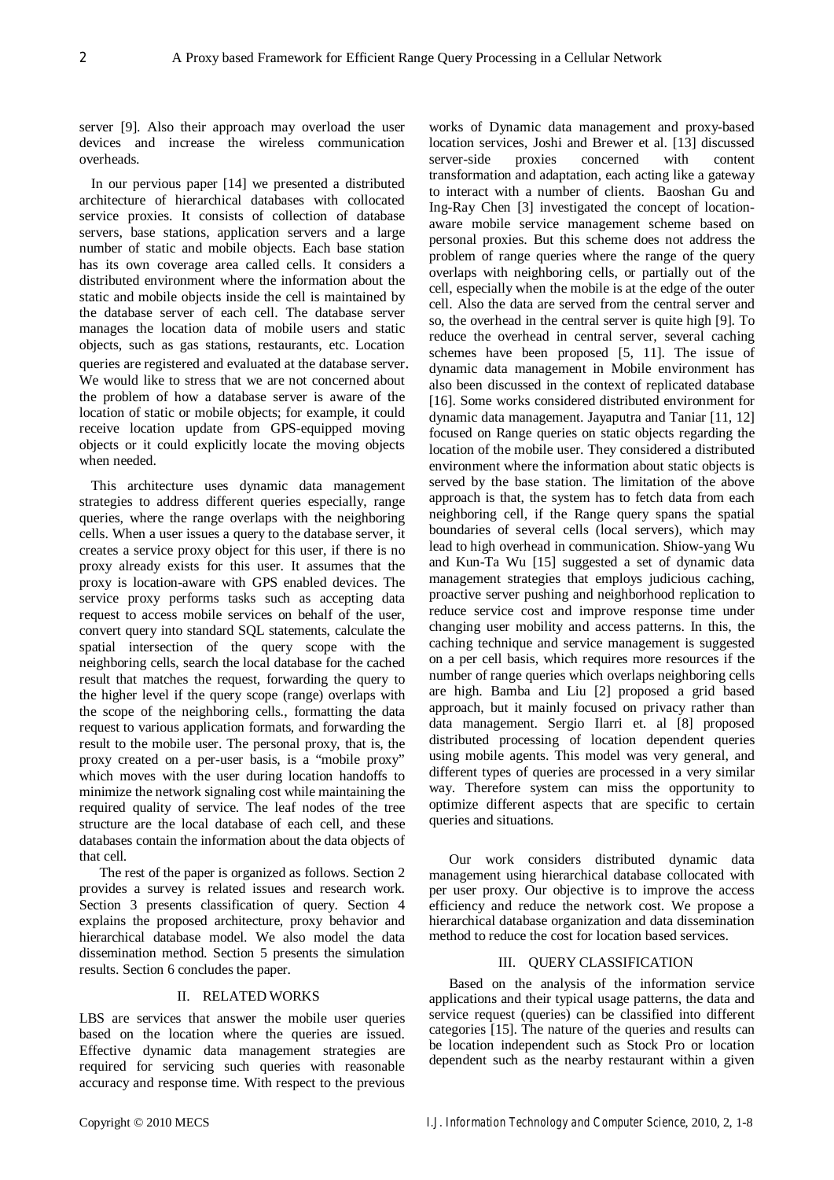server [9]. Also their approach may overload the user devices and increase the wireless communication overheads.

In our pervious paper [14] we presented a distributed architecture of hierarchical databases with collocated service proxies. It consists of collection of database servers, base stations, application servers and a large number of static and mobile objects. Each base station has its own coverage area called cells. It considers a distributed environment where the information about the static and mobile objects inside the cell is maintained by the database server of each cell. The database server manages the location data of mobile users and static objects, such as gas stations, restaurants, etc. Location queries are registered and evaluated at the database server. We would like to stress that we are not concerned about the problem of how a database server is aware of the location of static or mobile objects; for example, it could receive location update from GPS-equipped moving objects or it could explicitly locate the moving objects when needed.

This architecture uses dynamic data management strategies to address different queries especially, range queries, where the range overlaps with the neighboring cells. When a user issues a query to the database server, it creates a service proxy object for this user, if there is no proxy already exists for this user. It assumes that the proxy is location-aware with GPS enabled devices. The service proxy performs tasks such as accepting data request to access mobile services on behalf of the user, convert query into standard SQL statements, calculate the spatial intersection of the query scope with the neighboring cells, search the local database for the cached result that matches the request, forwarding the query to the higher level if the query scope (range) overlaps with the scope of the neighboring cells., formatting the data request to various application formats, and forwarding the result to the mobile user. The personal proxy, that is, the proxy created on a per-user basis, is a "mobile proxy" which moves with the user during location handoffs to minimize the network signaling cost while maintaining the required quality of service. The leaf nodes of the tree structure are the local database of each cell, and these databases contain the information about the data objects of that cell.

The rest of the paper is organized as follows. Section 2 provides a survey is related issues and research work. Section 3 presents classification of query. Section 4 explains the proposed architecture, proxy behavior and hierarchical database model. We also model the data dissemination method. Section 5 presents the simulation results. Section 6 concludes the paper.

## II. RELATED WORKS

LBS are services that answer the mobile user queries based on the location where the queries are issued. Effective dynamic data management strategies are required for servicing such queries with reasonable accuracy and response time. With respect to the previous works of Dynamic data management and proxy-based location services, Joshi and Brewer et al. [13] discussed server-side proxies concerned with content transformation and adaptation, each acting like a gateway to interact with a number of clients. Baoshan Gu and Ing-Ray Chen [3] investigated the concept of location-aware mobile service management scheme based on personal proxies. But this scheme does not address the problem of range queries where the range of the query overlaps with neighboring cells, or partially out of the cell, especially when the mobile is at the edge of the outer cell. Also the data are served from the central server and so, the overhead in the central server is quite high [9]. To reduce the overhead in central server, several caching schemes have been proposed [5, 11]. The issue of dynamic data management in Mobile environment has also been discussed in the context of replicated database [16]. Some works considered distributed environment for dynamic data management. Jayaputra and Taniar [11, 12] focused on Range queries on static objects regarding the location of the mobile user. They considered a distributed environment where the information about static objects is served by the base station. The limitation of the above approach is that, the system has to fetch data from each neighboring cell, if the Range query spans the spatial boundaries of several cells (local servers), which may lead to high overhead in communication. Shiow-yang Wu and Kun-Ta Wu [15] suggested a set of dynamic data management strategies that employs judicious caching, proactive server pushing and neighborhood replication to reduce service cost and improve response time under changing user mobility and access patterns. In this, the caching technique and service management is suggested on a per cell basis, which requires more resources if the number of range queries which overlaps neighboring cells are high. Bamba and Liu [2] proposed a grid based approach, but it mainly focused on privacy rather than data management. Sergio Ilarri et. al [8] proposed distributed processing of location dependent queries using mobile agents. This model was very general, and different types of queries are processed in a very similar way. Therefore system can miss the opportunity to optimize different aspects that are specific to certain queries and situations.

Our work considers distributed dynamic data management using hierarchical database collocated with per user proxy. Our objective is to improve the access efficiency and reduce the network cost. We propose a hierarchical database organization and data dissemination method to reduce the cost for location based services.

## III. QUERY CLASSIFICATION

Based on the analysis of the information service applications and their typical usage patterns, the data and service request (queries) can be classified into different categories [15]. The nature of the queries and results can be location independent such as Stock Pro or location dependent such as the nearby restaurant within a given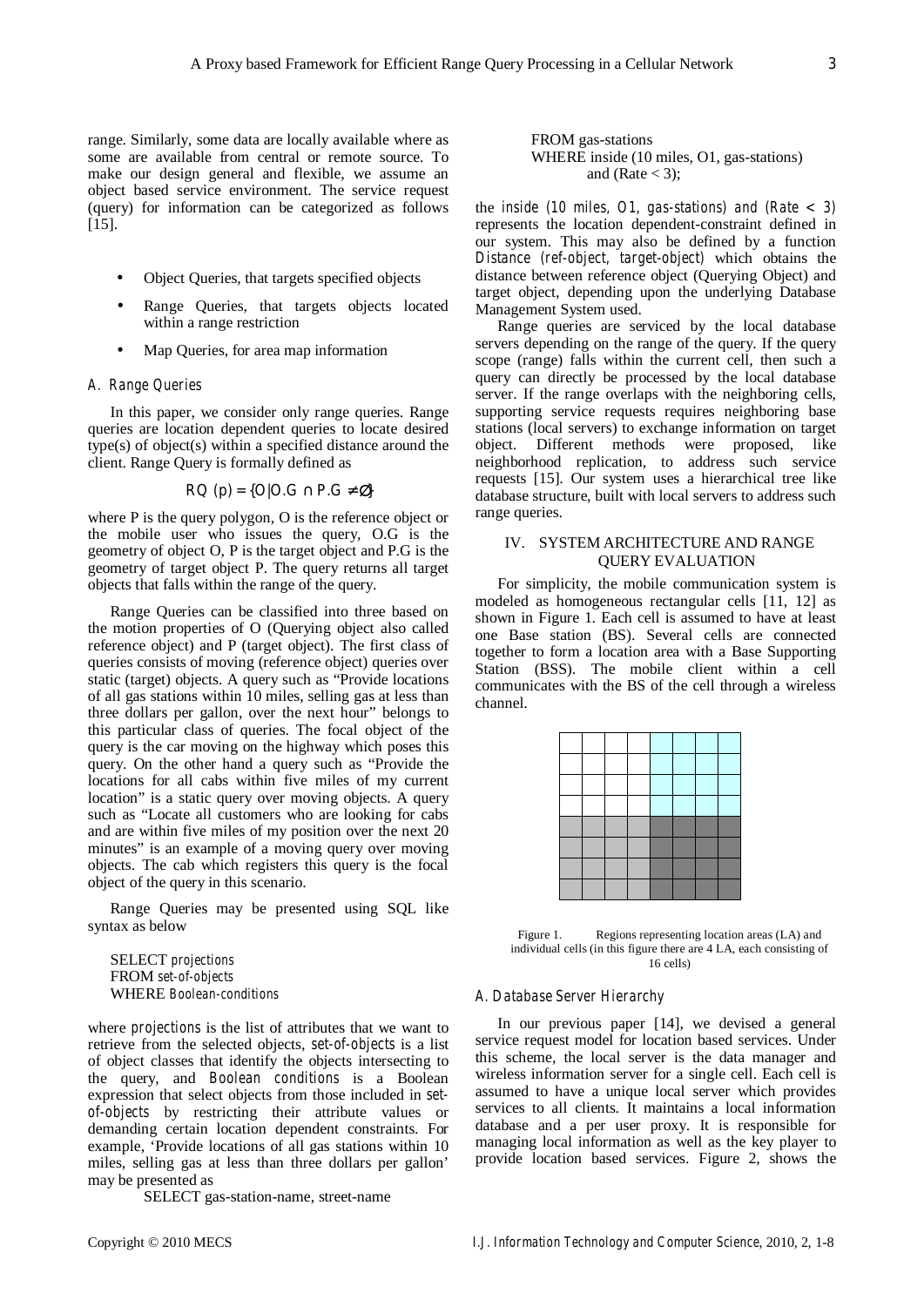range. Similarly, some data are locally available where as some are available from central or remote source. To make our design general and flexible, we assume an object based service environment. The service request (query) for information can be categorized as follows [15].

- Object Queries, that targets specified objects
- Range Queries, that targets objects located within a range restriction
- Map Queries, for area map information

### A. Range Queries

In this paper, we consider only range queries. Range queries are location dependent queries to locate desired type(s) of object(s) within a specified distance around the client. Range Query is formally defined as

$$RQ\ (p) = \{O|O.G \cap P.G \neq \emptyset\}$$

where P is the query polygon, O is the reference object or the mobile user who issues the query, O.G is the geometry of object O, P is the target object and P.G is the geometry of target object P. The query returns all target objects that falls within the range of the query.

Range Queries can be classified into three based on the motion properties of O (Querying object also called reference object) and P (target object). The first class of queries consists of moving (reference object) queries over static (target) objects. A query such as "Provide locations of all gas stations within 10 miles, selling gas at less than three dollars per gallon, over the next hour" belongs to this particular class of queries. The focal object of the query is the car moving on the highway which poses this query. On the other hand a query such as "Provide the locations for all cabs within five miles of my current location" is a static query over moving objects. A query such as "Locate all customers who are looking for cabs and are within five miles of my position over the next 20 minutes" is an example of a moving query over moving objects. The cab which registers this query is the focal object of the query in this scenario.

Range Queries may be presented using SQL like syntax as below

```
SELECT projections
FROM set-of-objects
WHERE Boolean-conditions
```

where *projections* is the list of attributes that we want to retrieve from the selected objects, *set-of-objects* is a list of object classes that identify the objects intersecting to the query, and *Boolean conditions* is a Boolean expression that select objects from those included in *set-of-objects* by restricting their attribute values or demanding certain location dependent constraints. For example, 'Provide locations of all gas stations within 10 miles, selling gas at less than three dollars per gallon' may be presented as

```
SELECT gas-station-name, street-name
FROM gas-stations
WHERE inside (10 miles, O1, gas-stations)
    and (Rate < 3);
```

the *inside (10 miles, O1, gas-stations) and (Rate < 3)* represents the location dependent-constraint defined in our system. This may also be defined by a function *Distance (ref-object, target-object)* which obtains the distance between reference object (Querying Object) and target object, depending upon the underlying Database Management System used.

Range queries are serviced by the local database servers depending on the range of the query. If the query scope (range) falls within the current cell, then such a query can directly be processed by the local database server. If the range overlaps with the neighboring cells, supporting service requests requires neighboring base stations (local servers) to exchange information on target object. Different methods were proposed, like neighborhood replication, to address such service requests [15]. Our system uses a hierarchical tree like database structure, built with local servers to address such range queries.

## IV. System Architecture and Range Query Evaluation

For simplicity, the mobile communication system is modeled as homogeneous rectangular cells [11, 12] as shown in Figure 1. Each cell is assumed to have at least one Base station (BS). Several cells are connected together to form a location area with a Base Supporting Station (BSS). The mobile client within a cell communicates with the BS of the cell through a wireless channel.

Figure 1. Regions representing location areas (LA) and individual cells (in this figure there are 4 LA, each consisting of 16 cells)

### A. Database Server Hierarchy

In our previous paper [14], we devised a general service request model for location based services. Under this scheme, the local server is the data manager and wireless information server for a single cell. Each cell is assumed to have a unique local server which provides services to all clients. It maintains a local information database and a per user proxy. It is responsible for managing local information as well as the key player to provide location based services. Figure 2, shows the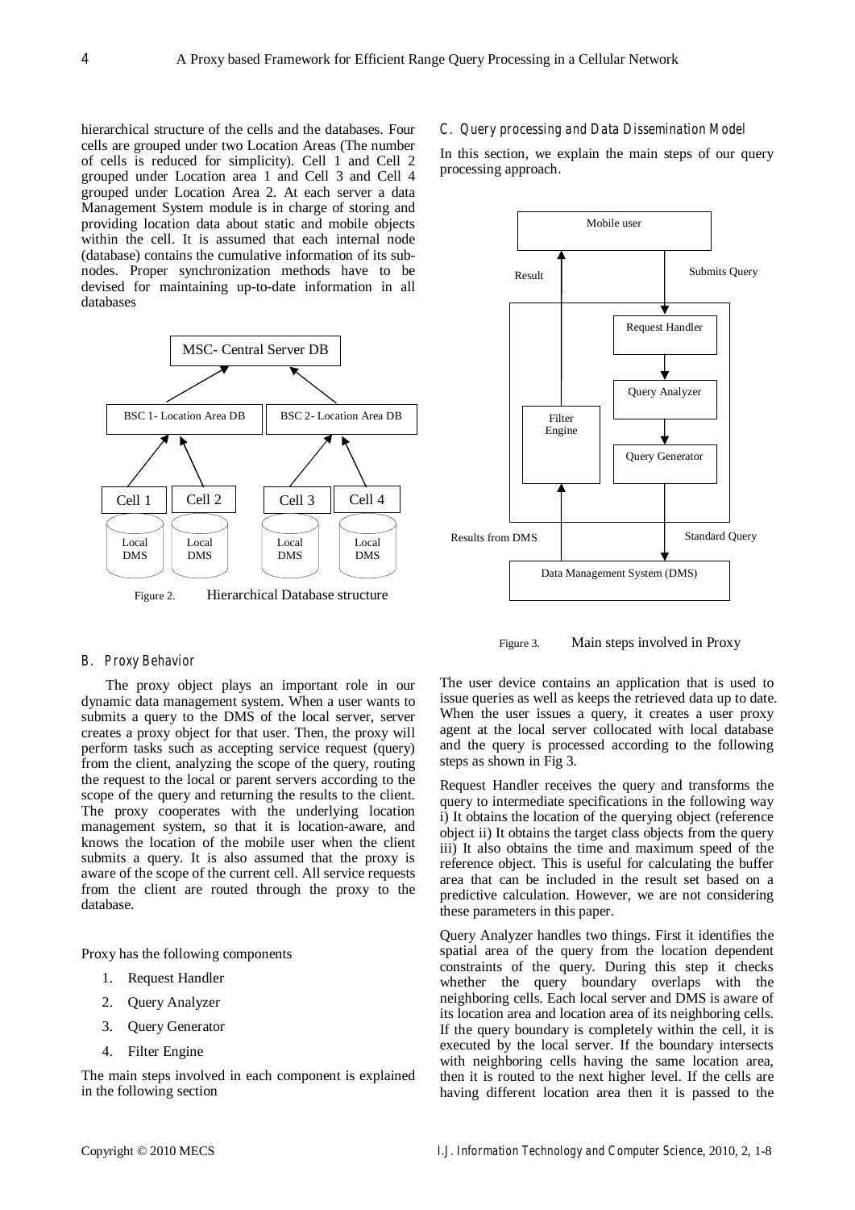hierarchical structure of the cells and the databases. Four cells are grouped under two Location Areas (The number of cells is reduced for simplicity). Cell 1 and Cell 2 grouped under Location area 1 and Cell 3 and Cell 4 grouped under Location Area 2. At each server a data Management System module is in charge of storing and providing location data about static and mobile objects within the cell. It is assumed that each internal node (database) contains the cumulative information of its sub-nodes. Proper synchronization methods have to be devised for maintaining up-to-date information in all databases

Figure 2. Hierarchical Database structure

### B. Proxy Behavior

The proxy object plays an important role in our dynamic data management system. When a user wants to submits a query to the DMS of the local server, server creates a proxy object for that user. Then, the proxy will perform tasks such as accepting service request (query) from the client, analyzing the scope of the query, routing the request to the local or parent servers according to the scope of the query and returning the results to the client. The proxy cooperates with the underlying location management system, so that it is location-aware, and knows the location of the mobile user when the client submits a query. It is also assumed that the proxy is aware of the scope of the current cell. All service requests from the client are routed through the proxy to the database.

Proxy has the following components

1. Request Handler
2. Query Analyzer
3. Query Generator
4. Filter Engine

The main steps involved in each component is explained in the following section

### C. Query processing and Data Dissemination Model

In this section, we explain the main steps of our query processing approach.

Figure 3. Main steps involved in Proxy

The user device contains an application that is used to issue queries as well as keeps the retrieved data up to date. When the user issues a query, it creates a user proxy agent at the local server collocated with local database and the query is processed according to the following steps as shown in Fig 3.

Request Handler receives the query and transforms the query to intermediate specifications in the following way i) It obtains the location of the querying object (reference object ii) It obtains the target class objects from the query iii) It also obtains the time and maximum speed of the reference object. This is useful for calculating the buffer area that can be included in the result set based on a predictive calculation. However, we are not considering these parameters in this paper.

Query Analyzer handles two things. First it identifies the spatial area of the query from the location dependent constraints of the query. During this step it checks whether the query boundary overlaps with the neighboring cells. Each local server and DMS is aware of its location area and location area of its neighboring cells. If the query boundary is completely within the cell, it is executed by the local server. If the boundary intersects with neighboring cells having the same location area, then it is routed to the next higher level. If the cells are having different location area then it is passed to the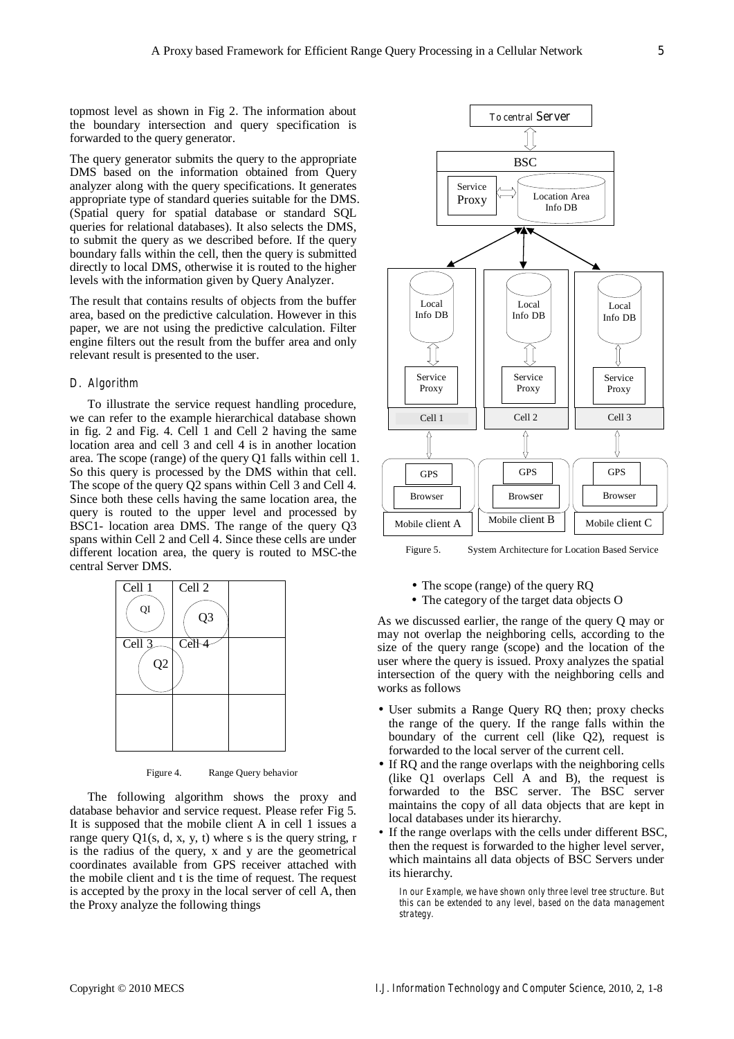topmost level as shown in Fig 2. The information about the boundary intersection and query specification is forwarded to the query generator.

The query generator submits the query to the appropriate DMS based on the information obtained from Query analyzer along with the query specifications. It generates appropriate type of standard queries suitable for the DMS. (Spatial query for spatial database or standard SQL queries for relational databases). It also selects the DMS, to submit the query as we described before. If the query boundary falls within the cell, then the query is submitted directly to local DMS, otherwise it is routed to the higher levels with the information given by Query Analyzer.

The result that contains results of objects from the buffer area, based on the predictive calculation. However in this paper, we are not using the predictive calculation. Filter engine filters out the result from the buffer area and only relevant result is presented to the user.

### D. Algorithm

To illustrate the service request handling procedure, we can refer to the example hierarchical database shown in fig. 2 and Fig. 4. Cell 1 and Cell 2 having the same location area and cell 3 and cell 4 is in another location area. The scope (range) of the query Q1 falls within cell 1. So this query is processed by the DMS within that cell. The scope of the query Q2 spans within Cell 3 and Cell 4. Since both these cells having the same location area, the query is routed to the upper level and processed by BSC1- location area DMS. The range of the query Q3 spans within Cell 2 and Cell 4. Since these cells are under different location area, the query is routed to MSC-the central Server DMS.

Figure 4. Range Query behavior

The following algorithm shows the proxy and database behavior and service request. Please refer Fig 5. It is supposed that the mobile client A in cell 1 issues a range query Q1(s, d, x, y, t) where s is the query string, r is the radius of the query, x and y are the geometrical coordinates available from GPS receiver attached with the mobile client and t is the time of request. The request is accepted by the proxy in the local server of cell A, then the Proxy analyze the following things

Figure 5. System Architecture for Location Based Service

- The scope (range) of the query RQ
- The category of the target data objects O

As we discussed earlier, the range of the query Q may or may not overlap the neighboring cells, according to the size of the query range (scope) and the location of the user where the query is issued. Proxy analyzes the spatial intersection of the query with the neighboring cells and works as follows

- User submits a Range Query RQ then; proxy checks the range of the query. If the range falls within the boundary of the current cell (like Q2), request is forwarded to the local server of the current cell.
- If RQ and the range overlaps with the neighboring cells (like Q1 overlaps Cell A and B), the request is forwarded to the BSC server. The BSC server maintains the copy of all data objects that are kept in local databases under its hierarchy.
- If the range overlaps with the cells under different BSC, then the request is forwarded to the higher level server, which maintains all data objects of BSC Servers under its hierarchy.

*In our Example, we have shown only three level tree structure. But this can be extended to any level, based on the data management strategy.*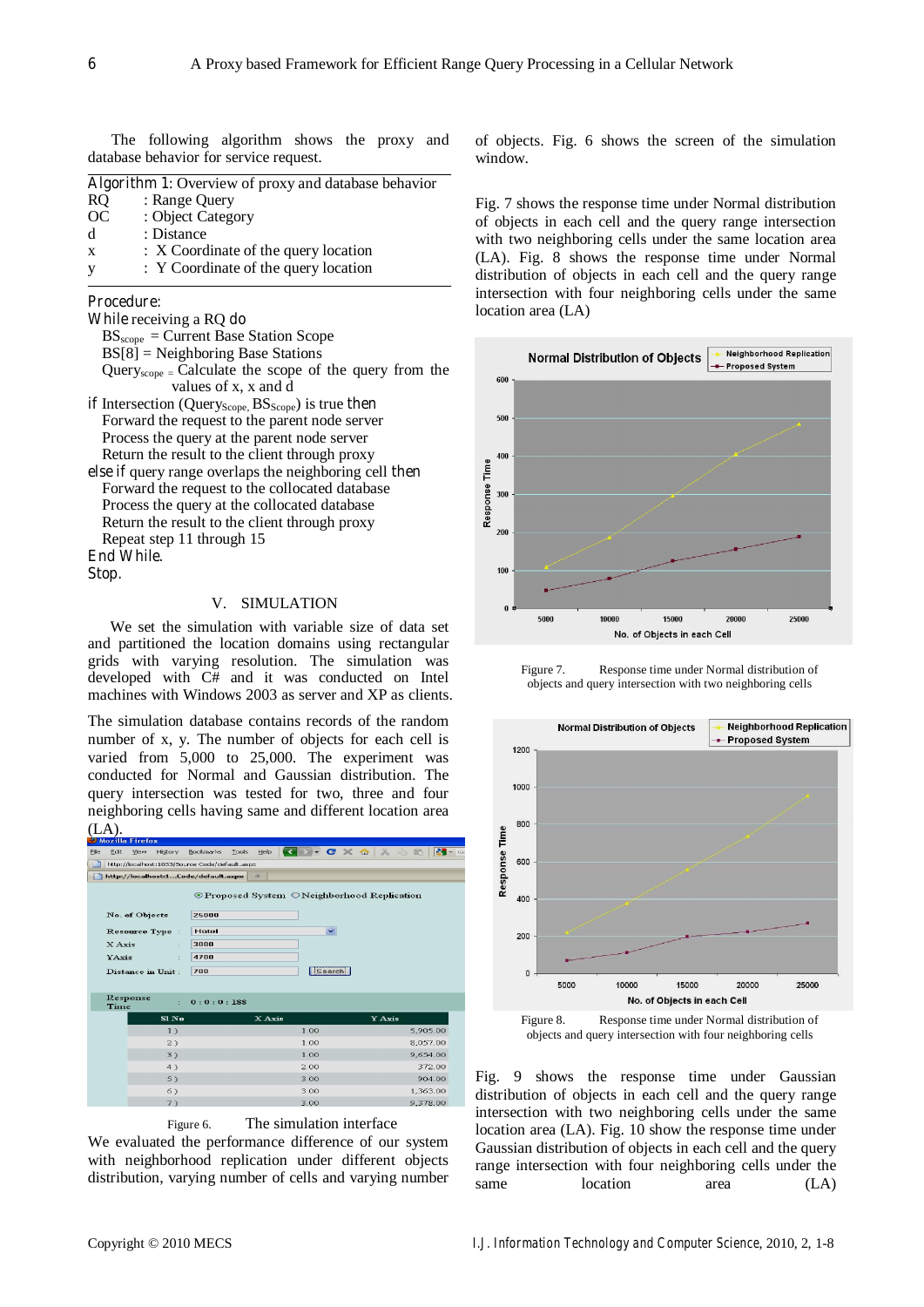The following algorithm shows the proxy and database behavior for service request.

**Algorithm 1**: Overview of proxy and database behavior

RQ : Range Query
OC : Object Category
d : Distance
x : X Coordinate of the query location
y : Y Coordinate of the query location

**Procedure:**

**While** receiving a RQ **do**
$BS_{scope}$ = Current Base Station Scope
BS[8] = Neighboring Base Stations
$Query_{scope}$ = Calculate the scope of the query from the values of x, x and d
**if** Intersection ($Query_{Scope}$, $BS_{Scope}$) is true **then**
Forward the request to the parent node server
Process the query at the parent node server
Return the result to the client through proxy
**else if** query range overlaps the neighboring cell **then**
Forward the request to the collocated database
Process the query at the collocated database
Return the result to the client through proxy
Repeat step 11 through 15
**End While.**
**Stop.**

## V. SIMULATION

We set the simulation with variable size of data set and partitioned the location domains using rectangular grids with varying resolution. The simulation was developed with C# and it was conducted on Intel machines with Windows 2003 as server and XP as clients.

The simulation database contains records of the random number of x, y. The number of objects for each cell is varied from 5,000 to 25,000. The experiment was conducted for Normal and Gaussian distribution. The query intersection was tested for two, three and four neighboring cells having same and different location area (LA).

Figure 6. The simulation interface

We evaluated the performance difference of our system with neighborhood replication under different objects distribution, varying number of cells and varying number of objects. Fig. 6 shows the screen of the simulation window.

Fig. 7 shows the response time under Normal distribution of objects in each cell and the query range intersection with two neighboring cells under the same location area (LA). Fig. 8 shows the response time under Normal distribution of objects in each cell and the query range intersection with four neighboring cells under the same location area (LA)

Figure 7. Response time under Normal distribution of objects and query intersection with two neighboring cells

Figure 8. Response time under Normal distribution of objects and query intersection with four neighboring cells

Fig. 9 shows the response time under Gaussian distribution of objects in each cell and the query range intersection with two neighboring cells under the same location area (LA). Fig. 10 show the response time under Gaussian distribution of objects in each cell and the query range intersection with four neighboring cells under the same location area (LA)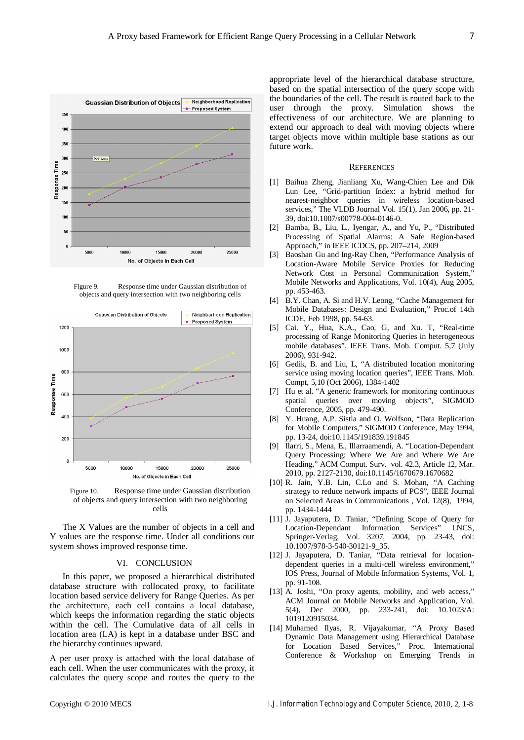Figure 9. Response time under Gaussian distribution of objects and query intersection with two neighboring cells

Figure 10. Response time under Gaussian distribution of objects and query intersection with two neighboring cells

The X Values are the number of objects in a cell and Y values are the response time. Under all conditions our system shows improved response time.

## VI. CONCLUSION

In this paper, we proposed a hierarchical distributed database structure with collocated proxy, to facilitate location based service delivery for Range Queries. As per the architecture, each cell contains a local database, which keeps the information regarding the static objects within the cell. The Cumulative data of all cells in location area (LA) is kept in a database under BSC and the hierarchy continues upward.

A per user proxy is attached with the local database of each cell. When the user communicates with the proxy, it calculates the query scope and routes the query to the appropriate level of the hierarchical database structure, based on the spatial intersection of the query scope with the boundaries of the cell. The result is routed back to the user through the proxy. Simulation shows the effectiveness of our architecture. We are planning to extend our approach to deal with moving objects where target objects move within multiple base stations as our future work.

## REFERENCES

[1] Baihua Zheng, Jianliang Xu, Wang-Chien Lee and Dik Lun Lee, "Grid-partition Index: a hybrid method for nearest-neighbor queries in wireless location-based services," The VLDB Journal Vol. 15(1), Jan 2006, pp. 21-39, doi:10.1007/s00778-004-0146-0.

[2] Bamba, B., Liu, L., Iyengar, A., and Yu, P., "Distributed Processing of Spatial Alarms: A Safe Region-based Approach," in IEEE ICDCS, pp. 207–214, 2009

[3] Baoshan Gu and Ing-Ray Chen, "Performance Analysis of Location-Aware Mobile Service Proxies for Reducing Network Cost in Personal Communication System," Mobile Networks and Applications, Vol. 10(4), Aug 2005, pp. 453-463.

[4] B.Y. Chan, A. Si and H.V. Leong, "Cache Management for Mobile Databases: Design and Evaluation," Proc.of 14th ICDE, Feb 1998, pp. 54-63.

[5] Cai. Y., Hua, K.A., Cao, G, and Xu. T, "Real-time processing of Range Monitoring Queries in heterogeneous mobile databases", IEEE Trans. Mob. Comput. 5,7 (July 2006), 931-942.

[6] Gedik, B. and Liu, L, "A distributed location monitoring service using moving location queries", IEEE Trans. Mob. Compt, 5,10 (Oct 2006), 1384-1402

[7] Hu et al. "A generic framework for monitoring continuous spatial queries over moving objects", SIGMOD Conference, 2005, pp. 479-490.

[8] Y. Huang, A.P. Sistla and O. Wolfson, "Data Replication for Mobile Computers," SIGMOD Conference, May 1994, pp. 13-24, doi:10.1145/191839.191845

[9] Ilarri, S., Mena, E., Illarraamendi, A. "Location-Dependant Query Processing: Where We Are and Where We Are Heading," ACM Comput. Surv. vol. 42.3, Article 12, Mar. 2010, pp. 2127-2130, doi:10.1145/1670679.1670682

[10] R. Jain, Y.B. Lin, C.Lo and S. Mohan, "A Caching strategy to reduce network impacts of PCS", IEEE Journal on Selected Areas in Communications , Vol. 12(8), 1994, pp. 1434-1444

[11] J. Jayaputera, D. Taniar, "Defining Scope of Query for Location-Dependant Information Services" LNCS, Springer-Verlag, Vol. 3207, 2004, pp. 23-43, doi: 10.1007/978-3-540-30121-9_35.

[12] J. Jayaputera, D. Taniar, "Data retrieval for location-dependent queries in a multi-cell wireless environment," IOS Press, Journal of Mobile Information Systems, Vol. 1, pp. 91-108.

[13] A. Joshi, "On proxy agents, mobility, and web access," ACM Journal on Mobile Networks and Application, Vol. 5(4), Dec 2000, pp. 233-241, doi: 10.1023/A: 1019120915034.

[14] Muhamed Ilyas, R. Vijayakumar, "A Proxy Based Dynamic Data Management using Hierarchical Database for Location Based Services," Proc. International Conference & Workshop on Emerging Trends in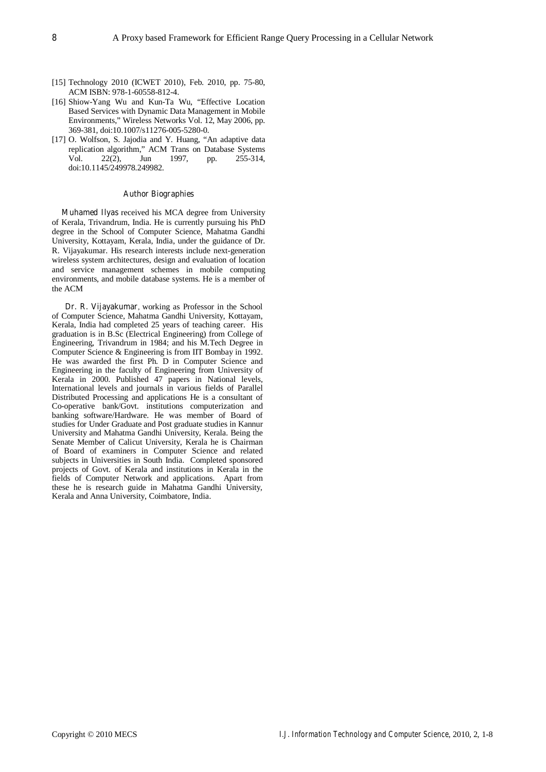[15] Technology 2010 (ICWET 2010), Feb. 2010, pp. 75-80, ACM ISBN: 978-1-60558-812-4.

[16] Shiow-Yang Wu and Kun-Ta Wu, "Effective Location Based Services with Dynamic Data Management in Mobile Environments," Wireless Networks Vol. 12, May 2006, pp. 369-381, doi:10.1007/s11276-005-5280-0.

[17] O. Wolfson, S. Jajodia and Y. Huang, "An adaptive data replication algorithm," ACM Trans on Database Systems Vol. 22(2), Jun 1997, pp. 255-314, doi:10.1145/249978.249982.

## Author Biographies

**Muhamed Ilyas** received his MCA degree from University of Kerala, Trivandrum, India. He is currently pursuing his PhD degree in the School of Computer Science, Mahatma Gandhi University, Kottayam, Kerala, India, under the guidance of Dr. R. Vijayakumar. His research interests include next-generation wireless system architectures, design and evaluation of location and service management schemes in mobile computing environments, and mobile database systems. He is a member of the ACM

**Dr. R. Vijayakumar**, working as Professor in the School of Computer Science, Mahatma Gandhi University, Kottayam, Kerala, India had completed 25 years of teaching career. His graduation is in B.Sc (Electrical Engineering) from College of Engineering, Trivandrum in 1984; and his M.Tech Degree in Computer Science & Engineering is from IIT Bombay in 1992. He was awarded the first Ph. D in Computer Science and Engineering in the faculty of Engineering from University of Kerala in 2000. Published 47 papers in National levels, International levels and journals in various fields of Parallel Distributed Processing and applications He is a consultant of Co-operative bank/Govt. institutions computerization and banking software/Hardware. He was member of Board of studies for Under Graduate and Post graduate studies in Kannur University and Mahatma Gandhi University, Kerala. Being the Senate Member of Calicut University, Kerala he is Chairman of Board of examiners in Computer Science and related subjects in Universities in South India. Completed sponsored projects of Govt. of Kerala and institutions in Kerala in the fields of Computer Network and applications. Apart from these he is research guide in Mahatma Gandhi University, Kerala and Anna University, Coimbatore, India.